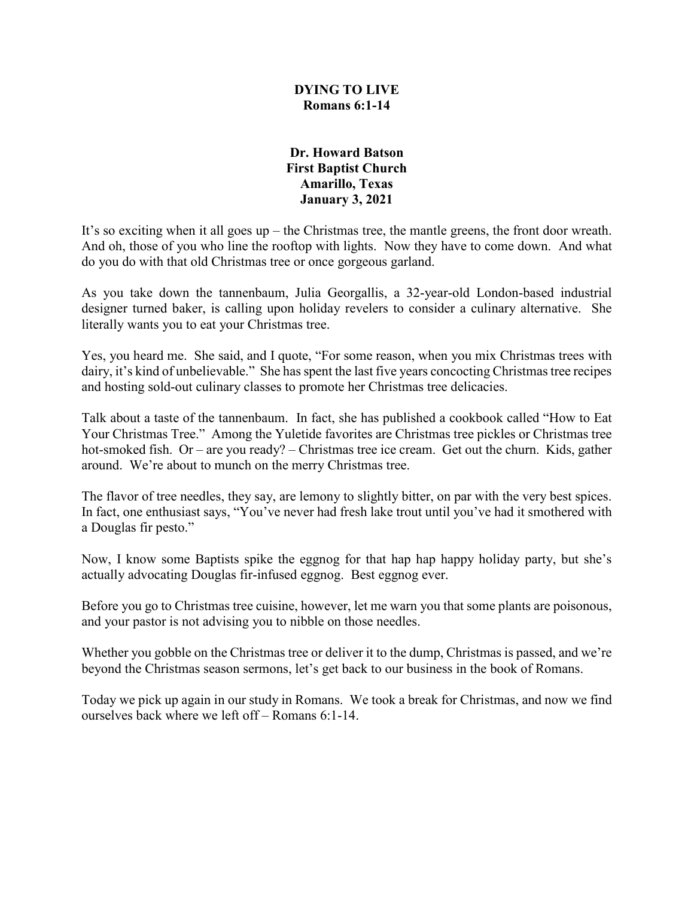**DYING TO LIVE**
**Romans 6:1-14**

**Dr. Howard Batson**
**First Baptist Church**
**Amarillo, Texas**
**January 3, 2021**

It's so exciting when it all goes up – the Christmas tree, the mantle greens, the front door wreath. And oh, those of you who line the rooftop with lights. Now they have to come down. And what do you do with that old Christmas tree or once gorgeous garland.

As you take down the tannenbaum, Julia Georgallis, a 32-year-old London-based industrial designer turned baker, is calling upon holiday revelers to consider a culinary alternative. She literally wants you to eat your Christmas tree.

Yes, you heard me. She said, and I quote, "For some reason, when you mix Christmas trees with dairy, it's kind of unbelievable." She has spent the last five years concocting Christmas tree recipes and hosting sold-out culinary classes to promote her Christmas tree delicacies.

Talk about a taste of the tannenbaum. In fact, she has published a cookbook called "How to Eat Your Christmas Tree." Among the Yuletide favorites are Christmas tree pickles or Christmas tree hot-smoked fish. Or – are you ready? – Christmas tree ice cream. Get out the churn. Kids, gather around. We're about to munch on the merry Christmas tree.

The flavor of tree needles, they say, are lemony to slightly bitter, on par with the very best spices. In fact, one enthusiast says, "You've never had fresh lake trout until you've had it smothered with a Douglas fir pesto."

Now, I know some Baptists spike the eggnog for that hap hap happy holiday party, but she's actually advocating Douglas fir-infused eggnog. Best eggnog ever.

Before you go to Christmas tree cuisine, however, let me warn you that some plants are poisonous, and your pastor is not advising you to nibble on those needles.

Whether you gobble on the Christmas tree or deliver it to the dump, Christmas is passed, and we're beyond the Christmas season sermons, let's get back to our business in the book of Romans.

Today we pick up again in our study in Romans. We took a break for Christmas, and now we find ourselves back where we left off – Romans 6:1-14.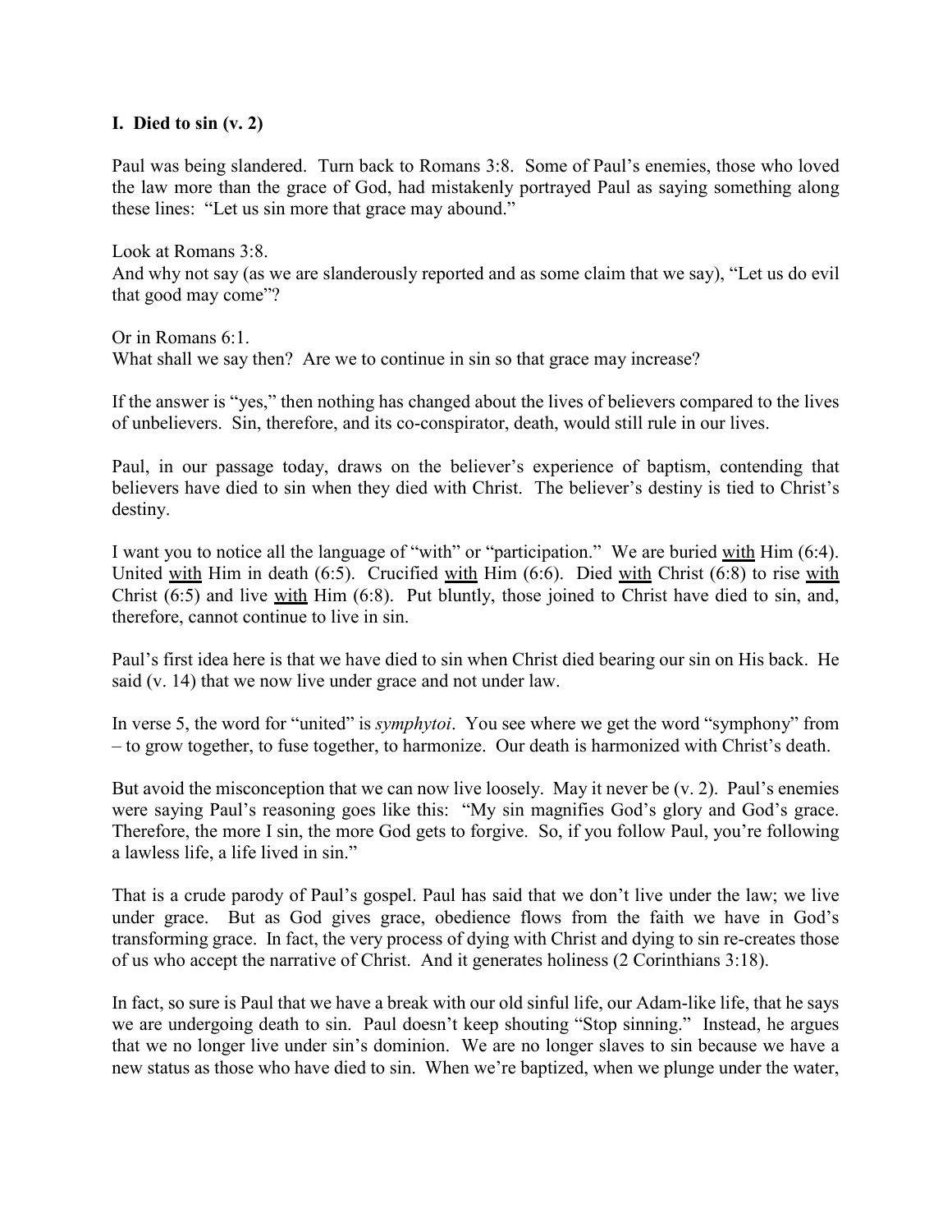**I. Died to sin (v. 2)**

Paul was being slandered. Turn back to Romans 3:8. Some of Paul's enemies, those who loved the law more than the grace of God, had mistakenly portrayed Paul as saying something along these lines: "Let us sin more that grace may abound."

Look at Romans 3:8.
And why not say (as we are slanderously reported and as some claim that we say), "Let us do evil that good may come"?

Or in Romans 6:1.
What shall we say then? Are we to continue in sin so that grace may increase?

If the answer is "yes," then nothing has changed about the lives of believers compared to the lives of unbelievers. Sin, therefore, and its co-conspirator, death, would still rule in our lives.

Paul, in our passage today, draws on the believer's experience of baptism, contending that believers have died to sin when they died with Christ. The believer's destiny is tied to Christ's destiny.

I want you to notice all the language of "with" or "participation." We are buried <u>with</u> Him (6:4). United <u>with</u> Him in death (6:5). Crucified <u>with</u> Him (6:6). Died <u>with</u> Christ (6:8) to rise <u>with</u> Christ (6:5) and live <u>with</u> Him (6:8). Put bluntly, those joined to Christ have died to sin, and, therefore, cannot continue to live in sin.

Paul's first idea here is that we have died to sin when Christ died bearing our sin on His back. He said (v. 14) that we now live under grace and not under law.

In verse 5, the word for "united" is *symphytoi*. You see where we get the word "symphony" from – to grow together, to fuse together, to harmonize. Our death is harmonized with Christ's death.

But avoid the misconception that we can now live loosely. May it never be (v. 2). Paul's enemies were saying Paul's reasoning goes like this: "My sin magnifies God's glory and God's grace. Therefore, the more I sin, the more God gets to forgive. So, if you follow Paul, you're following a lawless life, a life lived in sin."

That is a crude parody of Paul's gospel. Paul has said that we don't live under the law; we live under grace. But as God gives grace, obedience flows from the faith we have in God's transforming grace. In fact, the very process of dying with Christ and dying to sin re-creates those of us who accept the narrative of Christ. And it generates holiness (2 Corinthians 3:18).

In fact, so sure is Paul that we have a break with our old sinful life, our Adam-like life, that he says we are undergoing death to sin. Paul doesn't keep shouting "Stop sinning." Instead, he argues that we no longer live under sin's dominion. We are no longer slaves to sin because we have a new status as those who have died to sin. When we're baptized, when we plunge under the water,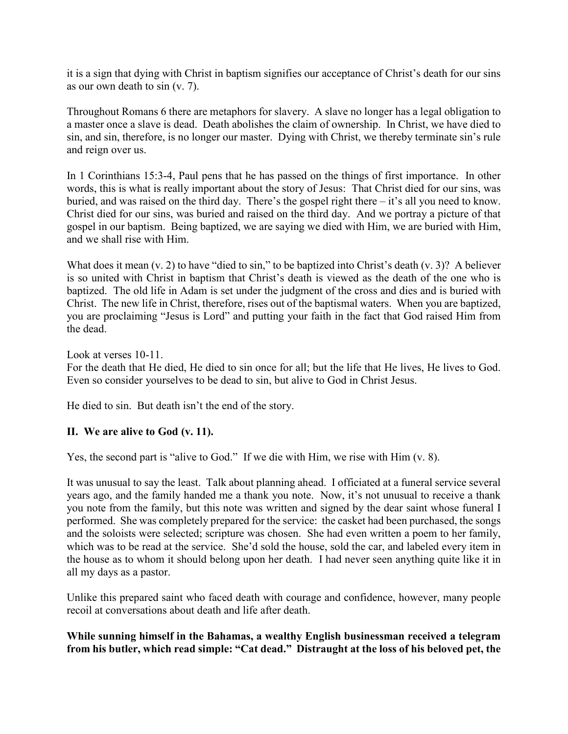it is a sign that dying with Christ in baptism signifies our acceptance of Christ's death for our sins as our own death to sin (v. 7).

Throughout Romans 6 there are metaphors for slavery. A slave no longer has a legal obligation to a master once a slave is dead. Death abolishes the claim of ownership. In Christ, we have died to sin, and sin, therefore, is no longer our master. Dying with Christ, we thereby terminate sin's rule and reign over us.

In 1 Corinthians 15:3-4, Paul pens that he has passed on the things of first importance. In other words, this is what is really important about the story of Jesus: That Christ died for our sins, was buried, and was raised on the third day. There's the gospel right there – it's all you need to know. Christ died for our sins, was buried and raised on the third day. And we portray a picture of that gospel in our baptism. Being baptized, we are saying we died with Him, we are buried with Him, and we shall rise with Him.

What does it mean (v. 2) to have "died to sin," to be baptized into Christ's death (v. 3)? A believer is so united with Christ in baptism that Christ's death is viewed as the death of the one who is baptized. The old life in Adam is set under the judgment of the cross and dies and is buried with Christ. The new life in Christ, therefore, rises out of the baptismal waters. When you are baptized, you are proclaiming "Jesus is Lord" and putting your faith in the fact that God raised Him from the dead.

Look at verses 10-11.
For the death that He died, He died to sin once for all; but the life that He lives, He lives to God. Even so consider yourselves to be dead to sin, but alive to God in Christ Jesus.

He died to sin. But death isn't the end of the story.

## II. We are alive to God (v. 11).

Yes, the second part is "alive to God." If we die with Him, we rise with Him (v. 8).

It was unusual to say the least. Talk about planning ahead. I officiated at a funeral service several years ago, and the family handed me a thank you note. Now, it's not unusual to receive a thank you note from the family, but this note was written and signed by the dear saint whose funeral I performed. She was completely prepared for the service: the casket had been purchased, the songs and the soloists were selected; scripture was chosen. She had even written a poem to her family, which was to be read at the service. She'd sold the house, sold the car, and labeled every item in the house as to whom it should belong upon her death. I had never seen anything quite like it in all my days as a pastor.

Unlike this prepared saint who faced death with courage and confidence, however, many people recoil at conversations about death and life after death.

**While sunning himself in the Bahamas, a wealthy English businessman received a telegram from his butler, which read simple: "Cat dead." Distraught at the loss of his beloved pet, the**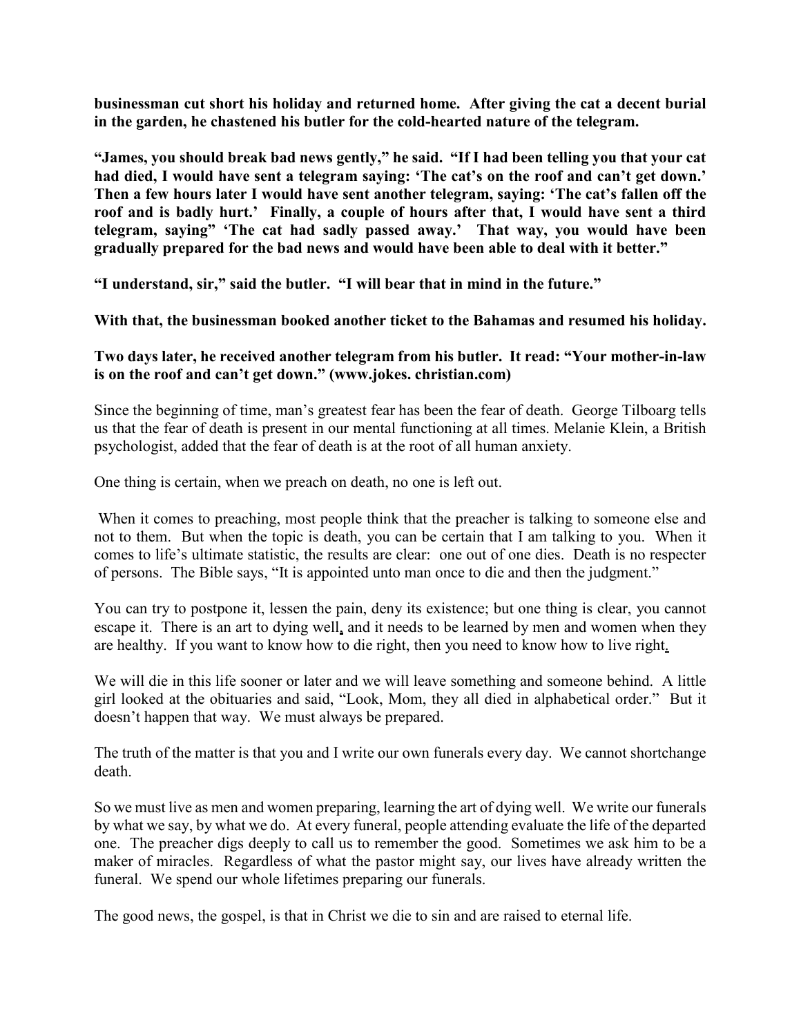**businessman cut short his holiday and returned home. After giving the cat a decent burial in the garden, he chastened his butler for the cold-hearted nature of the telegram.**

**"James, you should break bad news gently," he said. "If I had been telling you that your cat had died, I would have sent a telegram saying: 'The cat's on the roof and can't get down.' Then a few hours later I would have sent another telegram, saying: 'The cat's fallen off the roof and is badly hurt.' Finally, a couple of hours after that, I would have sent a third telegram, saying" 'The cat had sadly passed away.' That way, you would have been gradually prepared for the bad news and would have been able to deal with it better."**

**"I understand, sir," said the butler. "I will bear that in mind in the future."**

**With that, the businessman booked another ticket to the Bahamas and resumed his holiday.**

**Two days later, he received another telegram from his butler. It read: "Your mother-in-law is on the roof and can't get down." (www.jokes. christian.com)**

Since the beginning of time, man's greatest fear has been the fear of death. George Tilboarg tells us that the fear of death is present in our mental functioning at all times. Melanie Klein, a British psychologist, added that the fear of death is at the root of all human anxiety.

One thing is certain, when we preach on death, no one is left out.

When it comes to preaching, most people think that the preacher is talking to someone else and not to them. But when the topic is death, you can be certain that I am talking to you. When it comes to life's ultimate statistic, the results are clear: one out of one dies. Death is no respecter of persons. The Bible says, "It is appointed unto man once to die and then the judgment."

You can try to postpone it, lessen the pain, deny its existence; but one thing is clear, you cannot escape it. There is an art to dying well, and it needs to be learned by men and women when they are healthy. If you want to know how to die right, then you need to know how to live right.

We will die in this life sooner or later and we will leave something and someone behind. A little girl looked at the obituaries and said, "Look, Mom, they all died in alphabetical order." But it doesn't happen that way. We must always be prepared.

The truth of the matter is that you and I write our own funerals every day. We cannot shortchange death.

So we must live as men and women preparing, learning the art of dying well. We write our funerals by what we say, by what we do. At every funeral, people attending evaluate the life of the departed one. The preacher digs deeply to call us to remember the good. Sometimes we ask him to be a maker of miracles. Regardless of what the pastor might say, our lives have already written the funeral. We spend our whole lifetimes preparing our funerals.

The good news, the gospel, is that in Christ we die to sin and are raised to eternal life.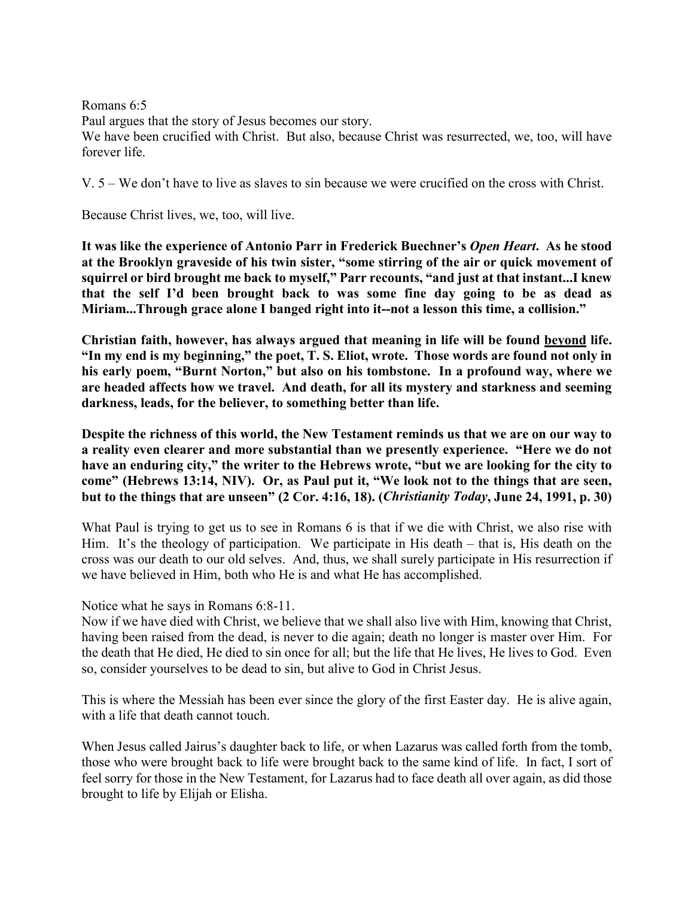Romans 6:5
Paul argues that the story of Jesus becomes our story.
We have been crucified with Christ. But also, because Christ was resurrected, we, too, will have forever life.

V. 5 – We don't have to live as slaves to sin because we were crucified on the cross with Christ.

Because Christ lives, we, too, will live.

**It was like the experience of Antonio Parr in Frederick Buechner's *Open Heart*. As he stood at the Brooklyn graveside of his twin sister, "some stirring of the air or quick movement of squirrel or bird brought me back to myself," Parr recounts, "and just at that instant...I knew that the self I'd been brought back to was some fine day going to be as dead as Miriam...Through grace alone I banged right into it--not a lesson this time, a collision."**

**Christian faith, however, has always argued that meaning in life will be found <u>beyond</u> life. "In my end is my beginning," the poet, T. S. Eliot, wrote. Those words are found not only in his early poem, "Burnt Norton," but also on his tombstone. In a profound way, where we are headed affects how we travel. And death, for all its mystery and starkness and seeming darkness, leads, for the believer, to something better than life.**

**Despite the richness of this world, the New Testament reminds us that we are on our way to a reality even clearer and more substantial than we presently experience. "Here we do not have an enduring city," the writer to the Hebrews wrote, "but we are looking for the city to come" (Hebrews 13:14, NIV). Or, as Paul put it, "We look not to the things that are seen, but to the things that are unseen" (2 Cor. 4:16, 18). (*Christianity Today*, June 24, 1991, p. 30)**

What Paul is trying to get us to see in Romans 6 is that if we die with Christ, we also rise with Him. It's the theology of participation. We participate in His death – that is, His death on the cross was our death to our old selves. And, thus, we shall surely participate in His resurrection if we have believed in Him, both who He is and what He has accomplished.

Notice what he says in Romans 6:8-11.
Now if we have died with Christ, we believe that we shall also live with Him, knowing that Christ, having been raised from the dead, is never to die again; death no longer is master over Him. For the death that He died, He died to sin once for all; but the life that He lives, He lives to God. Even so, consider yourselves to be dead to sin, but alive to God in Christ Jesus.

This is where the Messiah has been ever since the glory of the first Easter day. He is alive again, with a life that death cannot touch.

When Jesus called Jairus's daughter back to life, or when Lazarus was called forth from the tomb, those who were brought back to life were brought back to the same kind of life. In fact, I sort of feel sorry for those in the New Testament, for Lazarus had to face death all over again, as did those brought to life by Elijah or Elisha.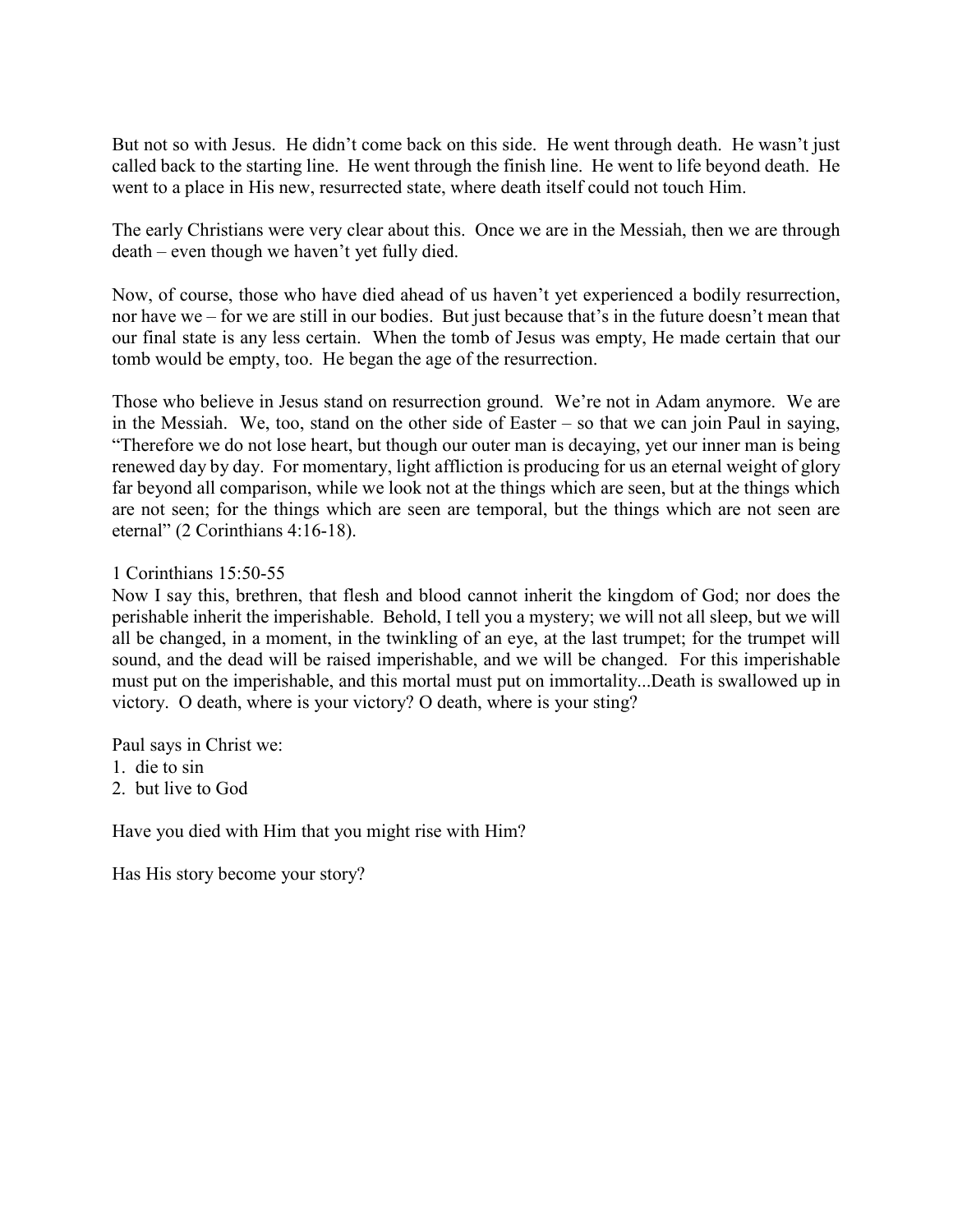But not so with Jesus. He didn't come back on this side. He went through death. He wasn't just called back to the starting line. He went through the finish line. He went to life beyond death. He went to a place in His new, resurrected state, where death itself could not touch Him.

The early Christians were very clear about this. Once we are in the Messiah, then we are through death – even though we haven't yet fully died.

Now, of course, those who have died ahead of us haven't yet experienced a bodily resurrection, nor have we – for we are still in our bodies. But just because that's in the future doesn't mean that our final state is any less certain. When the tomb of Jesus was empty, He made certain that our tomb would be empty, too. He began the age of the resurrection.

Those who believe in Jesus stand on resurrection ground. We're not in Adam anymore. We are in the Messiah. We, too, stand on the other side of Easter – so that we can join Paul in saying, "Therefore we do not lose heart, but though our outer man is decaying, yet our inner man is being renewed day by day. For momentary, light affliction is producing for us an eternal weight of glory far beyond all comparison, while we look not at the things which are seen, but at the things which are not seen; for the things which are seen are temporal, but the things which are not seen are eternal" (2 Corinthians 4:16-18).

1 Corinthians 15:50-55
Now I say this, brethren, that flesh and blood cannot inherit the kingdom of God; nor does the perishable inherit the imperishable. Behold, I tell you a mystery; we will not all sleep, but we will all be changed, in a moment, in the twinkling of an eye, at the last trumpet; for the trumpet will sound, and the dead will be raised imperishable, and we will be changed. For this imperishable must put on the imperishable, and this mortal must put on immortality...Death is swallowed up in victory. O death, where is your victory? O death, where is your sting?

Paul says in Christ we:
1. die to sin
2. but live to God

Have you died with Him that you might rise with Him?

Has His story become your story?